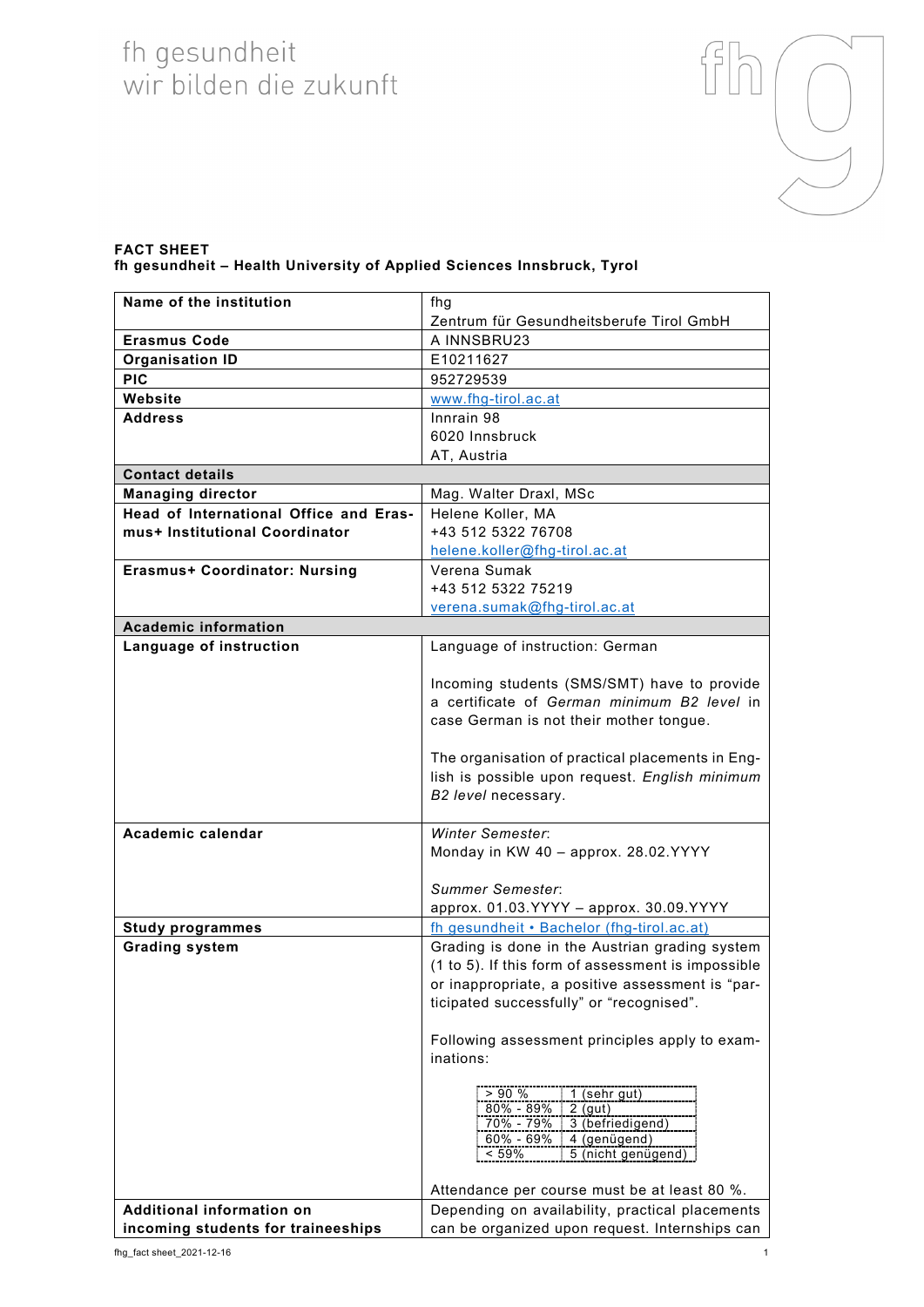fh gesundheit
wir bilden die zukunft

**FACT SHEET**
**fh gesundheit – Health University of Applied Sciences Innsbruck, Tyrol**

| **Name of the institution** | fhg<br>Zentrum für Gesundheitsberufe Tirol GmbH |
|---|---|
| **Erasmus Code** | A INNSBRU23 |
| **Organisation ID** | E10211627 |
| **PIC** | 952729539 |
| **Website** | www.fhg-tirol.ac.at |
| **Address** | Innrain 98<br>6020 Innsbruck<br>AT, Austria |
| **Contact details** | |
| **Managing director** | Mag. Walter Draxl, MSc |
| **Head of International Office and Erasmus+ Institutional Coordinator** | Helene Koller, MA<br>+43 512 5322 76708<br>helene.koller@fhg-tirol.ac.at |
| **Erasmus+ Coordinator: Nursing** | Verena Sumak<br>+43 512 5322 75219<br>verena.sumak@fhg-tirol.ac.at |
| **Academic information** | |
| **Language of instruction** | Language of instruction: German<br><br>Incoming students (SMS/SMT) have to provide a certificate of *German minimum B2 level* in case German is not their mother tongue.<br><br>The organisation of practical placements in English is possible upon request. *English minimum B2 level* necessary. |
| **Academic calendar** | *Winter Semester*:<br>Monday in KW 40 – approx. 28.02.YYYY<br><br>*Summer Semester*:<br>approx. 01.03.YYYY – approx. 30.09.YYYY |
| **Study programmes** | fh gesundheit • Bachelor (fhg-tirol.ac.at) |
| **Grading system** | Grading is done in the Austrian grading system (1 to 5). If this form of assessment is impossible or inappropriate, a positive assessment is "participated successfully" or "recognised".<br><br>Following assessment principles apply to examinations:<br><br>> 90 % — 1 (sehr gut)<br>80% - 89% — 2 (gut)<br>70% - 79% — 3 (befriedigend)<br>60% - 69% — 4 (genügend)<br>< 59% — 5 (nicht genügend)<br><br>Attendance per course must be at least 80 %. |
| **Additional information on incoming students for traineeships** | Depending on availability, practical placements can be organized upon request. Internships can |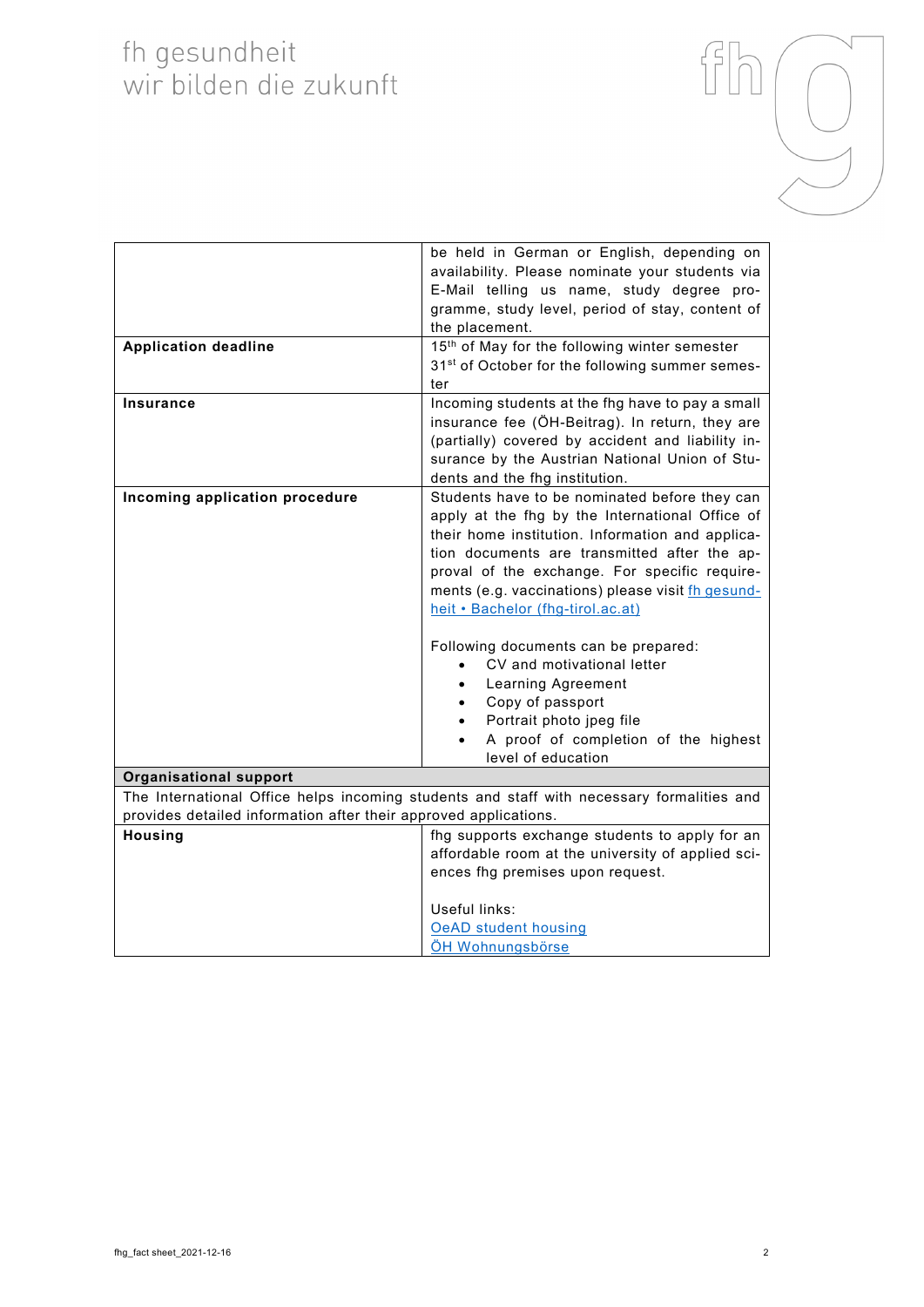| | |
|---|---|
| | be held in German or English, depending on availability. Please nominate your students via E-Mail telling us name, study degree programme, study level, period of stay, content of the placement. |
| **Application deadline** | 15th of May for the following winter semester<br>31st of October for the following summer semester |
| **Insurance** | Incoming students at the fhg have to pay a small insurance fee (ÖH-Beitrag). In return, they are (partially) covered by accident and liability insurance by the Austrian National Union of Students and the fhg institution. |
| **Incoming application procedure** | Students have to be nominated before they can apply at the fhg by the International Office of their home institution. Information and application documents are transmitted after the approval of the exchange. For specific requirements (e.g. vaccinations) please visit [fh gesundheit • Bachelor (fhg-tirol.ac.at)](fhg-tirol.ac.at)<br><br>Following documents can be prepared:<br>• CV and motivational letter<br>• Learning Agreement<br>• Copy of passport<br>• Portrait photo jpeg file<br>• A proof of completion of the highest level of education |
| **Organisational support** | |
| The International Office helps incoming students and staff with necessary formalities and provides detailed information after their approved applications. | |
| **Housing** | fhg supports exchange students to apply for an affordable room at the university of applied sciences fhg premises upon request.<br><br>Useful links:<br>OeAD student housing<br>ÖH Wohnungsbörse |